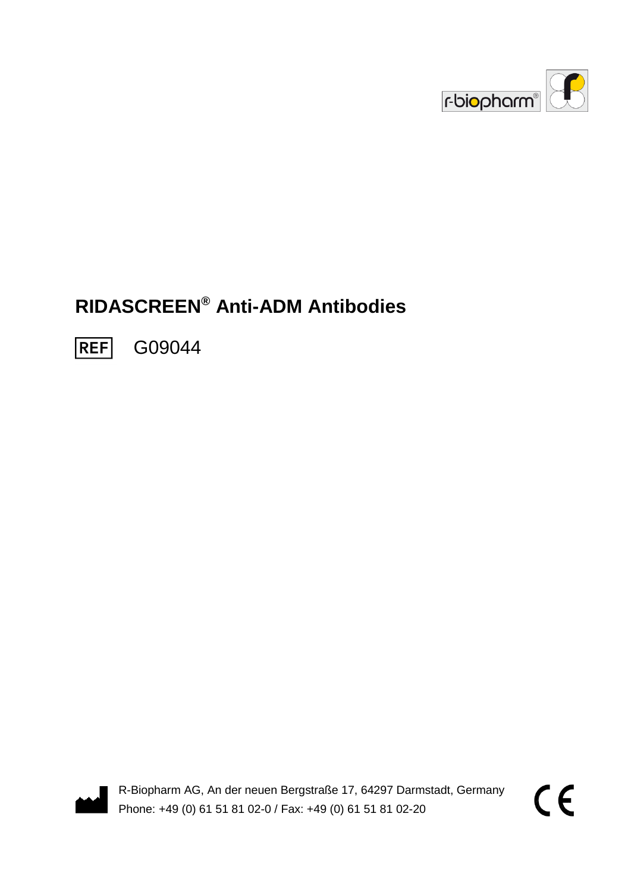# RIDASCREEN® Anti-ADM Antibodies

REF G09044

R-Biopharm AG, An der neuen Bergstraße 17, 64297 Darmstadt, Germany
Phone: +49 (0) 61 51 81 02-0 / Fax: +49 (0) 61 51 81 02-20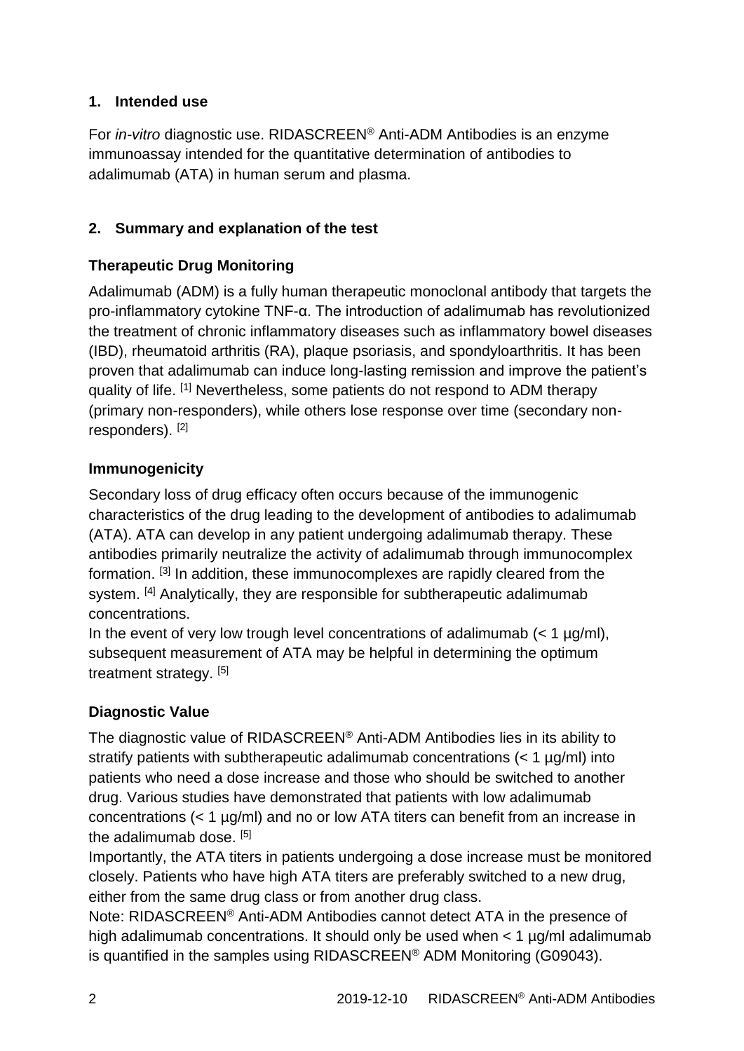## 1. Intended use

For *in-vitro* diagnostic use. RIDASCREEN® Anti-ADM Antibodies is an enzyme immunoassay intended for the quantitative determination of antibodies to adalimumab (ATA) in human serum and plasma.

## 2. Summary and explanation of the test

### Therapeutic Drug Monitoring

Adalimumab (ADM) is a fully human therapeutic monoclonal antibody that targets the pro-inflammatory cytokine TNF-α. The introduction of adalimumab has revolutionized the treatment of chronic inflammatory diseases such as inflammatory bowel diseases (IBD), rheumatoid arthritis (RA), plaque psoriasis, and spondyloarthritis. It has been proven that adalimumab can induce long-lasting remission and improve the patient's quality of life. [1] Nevertheless, some patients do not respond to ADM therapy (primary non-responders), while others lose response over time (secondary non-responders). [2]

### Immunogenicity

Secondary loss of drug efficacy often occurs because of the immunogenic characteristics of the drug leading to the development of antibodies to adalimumab (ATA). ATA can develop in any patient undergoing adalimumab therapy. These antibodies primarily neutralize the activity of adalimumab through immunocomplex formation. [3] In addition, these immunocomplexes are rapidly cleared from the system. [4] Analytically, they are responsible for subtherapeutic adalimumab concentrations.

In the event of very low trough level concentrations of adalimumab (< 1 µg/ml), subsequent measurement of ATA may be helpful in determining the optimum treatment strategy. [5]

### Diagnostic Value

The diagnostic value of RIDASCREEN® Anti-ADM Antibodies lies in its ability to stratify patients with subtherapeutic adalimumab concentrations (< 1 µg/ml) into patients who need a dose increase and those who should be switched to another drug. Various studies have demonstrated that patients with low adalimumab concentrations (< 1 µg/ml) and no or low ATA titers can benefit from an increase in the adalimumab dose. [5]

Importantly, the ATA titers in patients undergoing a dose increase must be monitored closely. Patients who have high ATA titers are preferably switched to a new drug, either from the same drug class or from another drug class.

Note: RIDASCREEN® Anti-ADM Antibodies cannot detect ATA in the presence of high adalimumab concentrations. It should only be used when < 1 µg/ml adalimumab is quantified in the samples using RIDASCREEN® ADM Monitoring (G09043).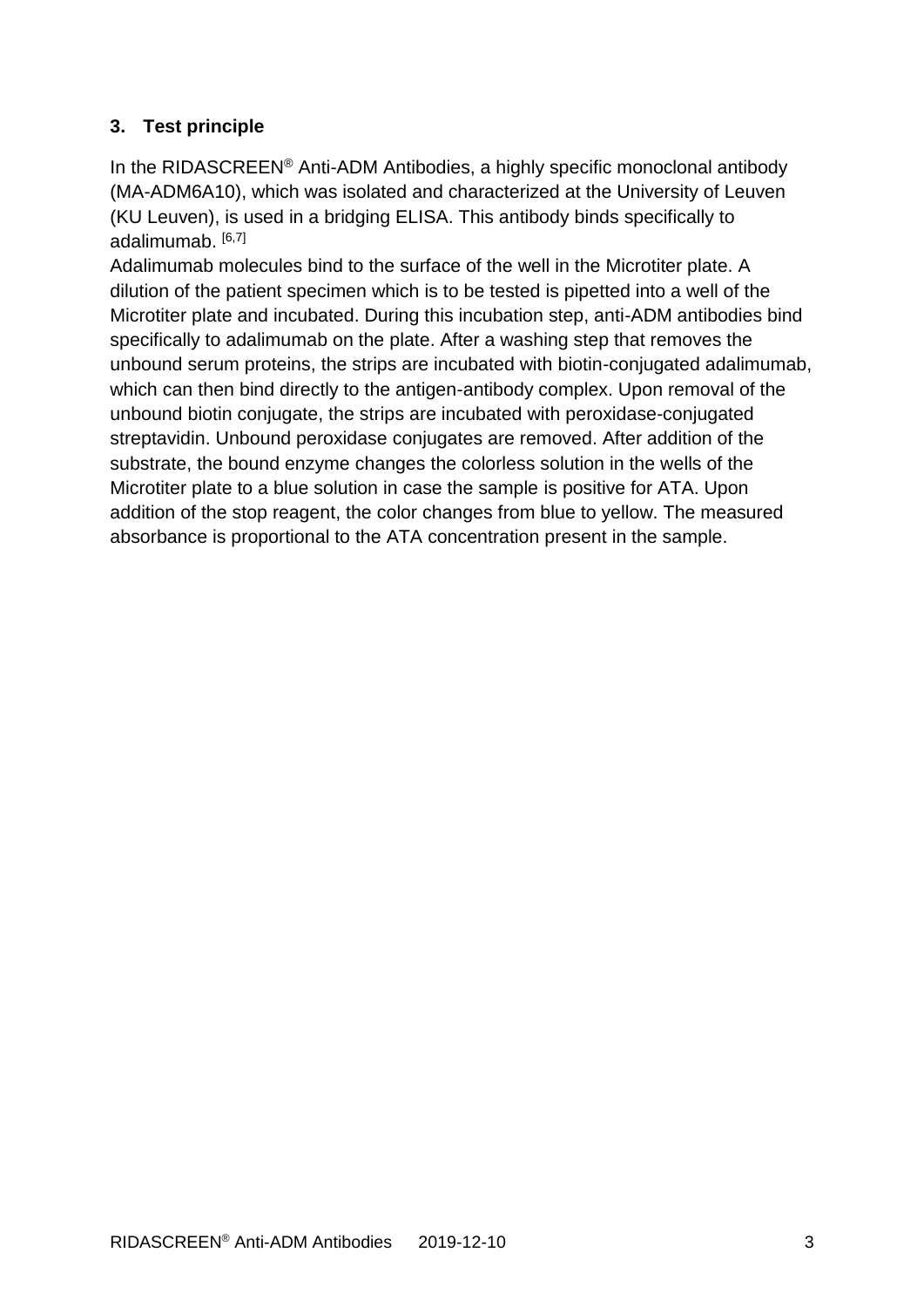## 3. Test principle

In the RIDASCREEN® Anti-ADM Antibodies, a highly specific monoclonal antibody (MA-ADM6A10), which was isolated and characterized at the University of Leuven (KU Leuven), is used in a bridging ELISA. This antibody binds specifically to adalimumab. [6,7]

Adalimumab molecules bind to the surface of the well in the Microtiter plate. A dilution of the patient specimen which is to be tested is pipetted into a well of the Microtiter plate and incubated. During this incubation step, anti-ADM antibodies bind specifically to adalimumab on the plate. After a washing step that removes the unbound serum proteins, the strips are incubated with biotin-conjugated adalimumab, which can then bind directly to the antigen-antibody complex. Upon removal of the unbound biotin conjugate, the strips are incubated with peroxidase-conjugated streptavidin. Unbound peroxidase conjugates are removed. After addition of the substrate, the bound enzyme changes the colorless solution in the wells of the Microtiter plate to a blue solution in case the sample is positive for ATA. Upon addition of the stop reagent, the color changes from blue to yellow. The measured absorbance is proportional to the ATA concentration present in the sample.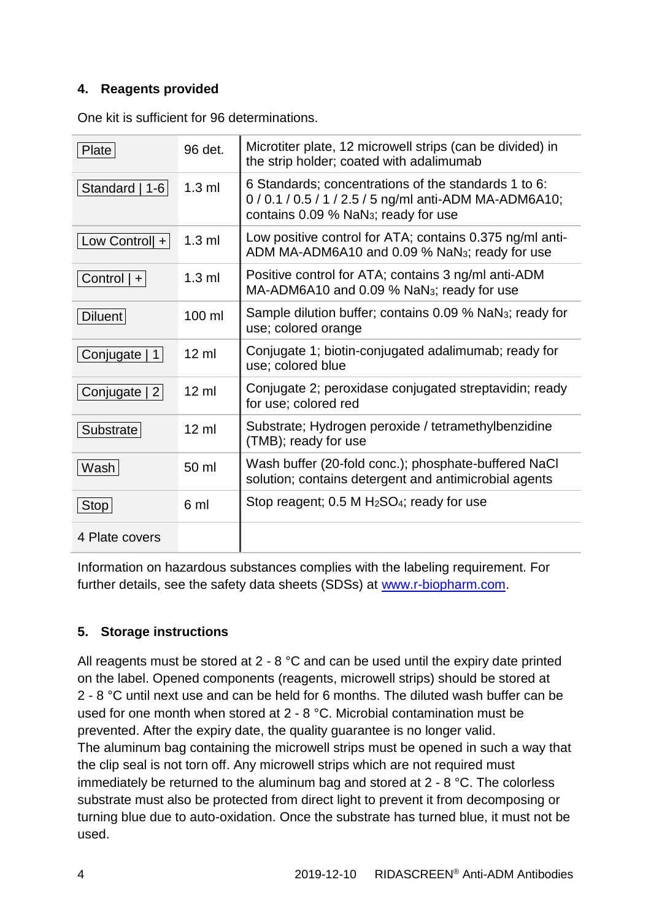## 4. Reagents provided

One kit is sufficient for 96 determinations.

| | | |
|---|---|---|
| Plate | 96 det. | Microtiter plate, 12 microwell strips (can be divided) in the strip holder; coated with adalimumab |
| Standard \| 1-6 | 1.3 ml | 6 Standards; concentrations of the standards 1 to 6: 0 / 0.1 / 0.5 / 1 / 2.5 / 5 ng/ml anti-ADM MA-ADM6A10; contains 0.09 % $NaN_3$; ready for use |
| Low Control\| + | 1.3 ml | Low positive control for ATA; contains 0.375 ng/ml anti-ADM MA-ADM6A10 and 0.09 % $NaN_3$; ready for use |
| Control \| + | 1.3 ml | Positive control for ATA; contains 3 ng/ml anti-ADM MA-ADM6A10 and 0.09 % $NaN_3$; ready for use |
| Diluent | 100 ml | Sample dilution buffer; contains 0.09 % $NaN_3$; ready for use; colored orange |
| Conjugate \| 1 | 12 ml | Conjugate 1; biotin-conjugated adalimumab; ready for use; colored blue |
| Conjugate \| 2 | 12 ml | Conjugate 2; peroxidase conjugated streptavidin; ready for use; colored red |
| Substrate | 12 ml | Substrate; Hydrogen peroxide / tetramethylbenzidine (TMB); ready for use |
| Wash | 50 ml | Wash buffer (20-fold conc.); phosphate-buffered NaCl solution; contains detergent and antimicrobial agents |
| Stop | 6 ml | Stop reagent; 0.5 M $H_2SO_4$; ready for use |
| 4 Plate covers | | |

Information on hazardous substances complies with the labeling requirement. For further details, see the safety data sheets (SDSs) at www.r-biopharm.com.

## 5. Storage instructions

All reagents must be stored at 2 - 8 °C and can be used until the expiry date printed on the label. Opened components (reagents, microwell strips) should be stored at 2 - 8 °C until next use and can be held for 6 months. The diluted wash buffer can be used for one month when stored at 2 - 8 °C. Microbial contamination must be prevented. After the expiry date, the quality guarantee is no longer valid.
The aluminum bag containing the microwell strips must be opened in such a way that the clip seal is not torn off. Any microwell strips which are not required must immediately be returned to the aluminum bag and stored at 2 - 8 °C. The colorless substrate must also be protected from direct light to prevent it from decomposing or turning blue due to auto-oxidation. Once the substrate has turned blue, it must not be used.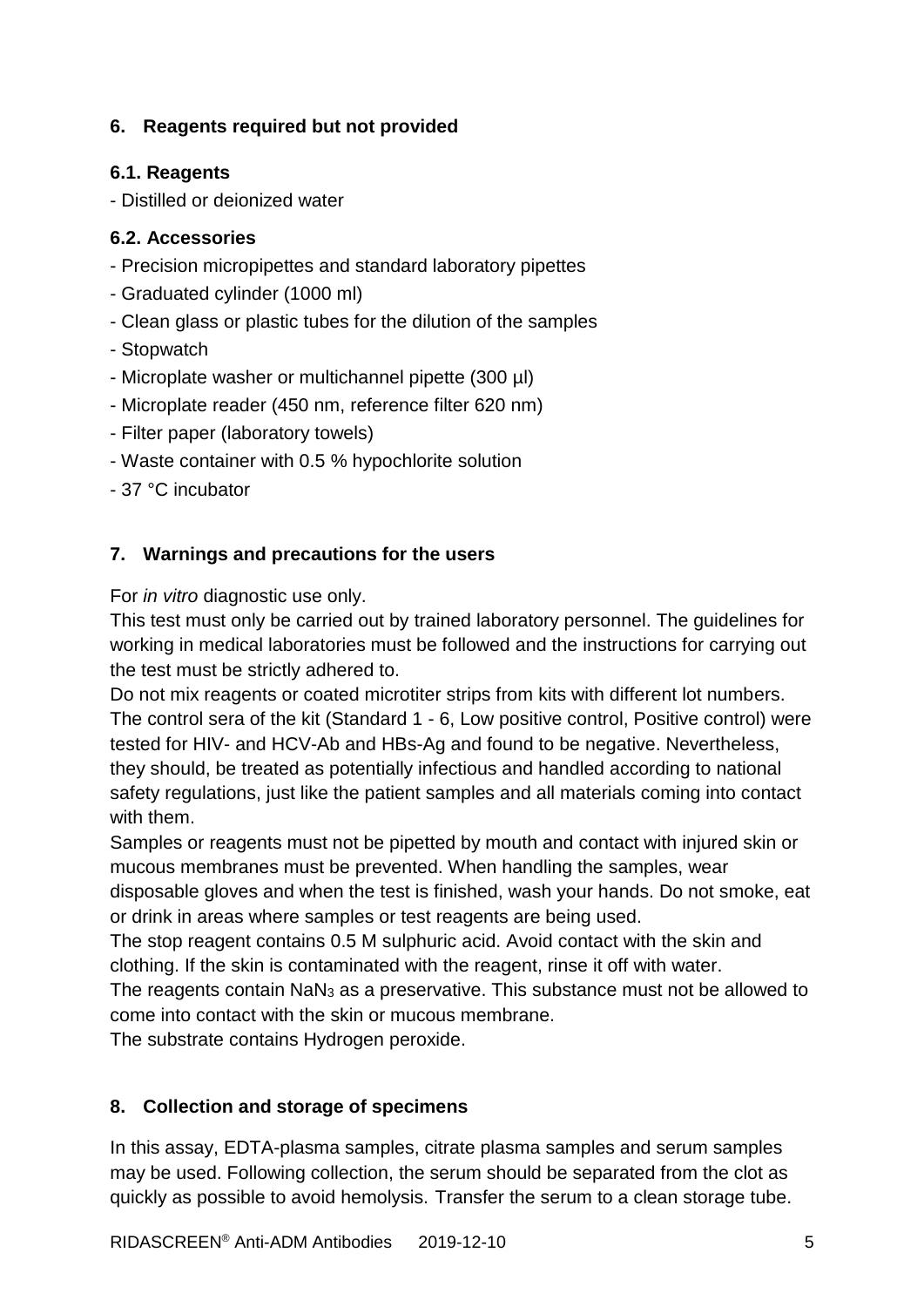## 6. Reagents required but not provided

### 6.1. Reagents

- Distilled or deionized water

### 6.2. Accessories

- Precision micropipettes and standard laboratory pipettes
- Graduated cylinder (1000 ml)
- Clean glass or plastic tubes for the dilution of the samples
- Stopwatch
- Microplate washer or multichannel pipette (300 µl)
- Microplate reader (450 nm, reference filter 620 nm)
- Filter paper (laboratory towels)
- Waste container with 0.5 % hypochlorite solution
- 37 °C incubator

## 7. Warnings and precautions for the users

For *in vitro* diagnostic use only.

This test must only be carried out by trained laboratory personnel. The guidelines for working in medical laboratories must be followed and the instructions for carrying out the test must be strictly adhered to.

Do not mix reagents or coated microtiter strips from kits with different lot numbers.

The control sera of the kit (Standard 1 - 6, Low positive control, Positive control) were tested for HIV- and HCV-Ab and HBs-Ag and found to be negative. Nevertheless, they should, be treated as potentially infectious and handled according to national safety regulations, just like the patient samples and all materials coming into contact with them.

Samples or reagents must not be pipetted by mouth and contact with injured skin or mucous membranes must be prevented. When handling the samples, wear disposable gloves and when the test is finished, wash your hands. Do not smoke, eat or drink in areas where samples or test reagents are being used.

The stop reagent contains 0.5 M sulphuric acid. Avoid contact with the skin and clothing. If the skin is contaminated with the reagent, rinse it off with water.

The reagents contain $NaN_3$ as a preservative. This substance must not be allowed to come into contact with the skin or mucous membrane.

The substrate contains Hydrogen peroxide.

## 8. Collection and storage of specimens

In this assay, EDTA-plasma samples, citrate plasma samples and serum samples may be used. Following collection, the serum should be separated from the clot as quickly as possible to avoid hemolysis. Transfer the serum to a clean storage tube.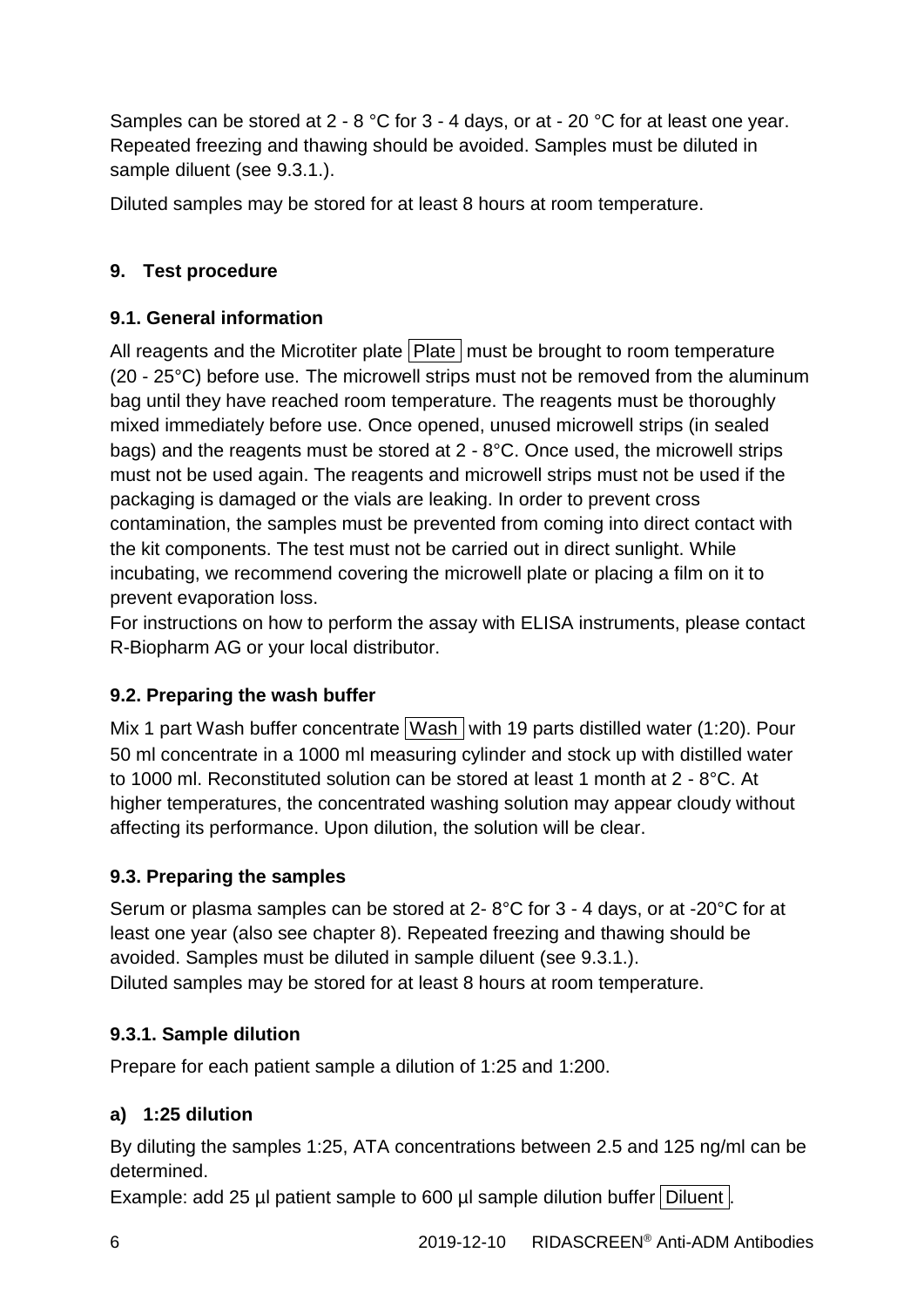Samples can be stored at 2 - 8 °C for 3 - 4 days, or at - 20 °C for at least one year. Repeated freezing and thawing should be avoided. Samples must be diluted in sample diluent (see 9.3.1.).

Diluted samples may be stored for at least 8 hours at room temperature.

## 9. Test procedure

### 9.1. General information

All reagents and the Microtiter plate Plate must be brought to room temperature (20 - 25°C) before use. The microwell strips must not be removed from the aluminum bag until they have reached room temperature. The reagents must be thoroughly mixed immediately before use. Once opened, unused microwell strips (in sealed bags) and the reagents must be stored at 2 - 8°C. Once used, the microwell strips must not be used again. The reagents and microwell strips must not be used if the packaging is damaged or the vials are leaking. In order to prevent cross contamination, the samples must be prevented from coming into direct contact with the kit components. The test must not be carried out in direct sunlight. While incubating, we recommend covering the microwell plate or placing a film on it to prevent evaporation loss.
For instructions on how to perform the assay with ELISA instruments, please contact R-Biopharm AG or your local distributor.

### 9.2. Preparing the wash buffer

Mix 1 part Wash buffer concentrate Wash with 19 parts distilled water (1:20). Pour 50 ml concentrate in a 1000 ml measuring cylinder and stock up with distilled water to 1000 ml. Reconstituted solution can be stored at least 1 month at 2 - 8°C. At higher temperatures, the concentrated washing solution may appear cloudy without affecting its performance. Upon dilution, the solution will be clear.

### 9.3. Preparing the samples

Serum or plasma samples can be stored at 2- 8°C for 3 - 4 days, or at -20°C for at least one year (also see chapter 8). Repeated freezing and thawing should be avoided. Samples must be diluted in sample diluent (see 9.3.1.).
Diluted samples may be stored for at least 8 hours at room temperature.

#### 9.3.1. Sample dilution

Prepare for each patient sample a dilution of 1:25 and 1:200.

**a) 1:25 dilution**

By diluting the samples 1:25, ATA concentrations between 2.5 and 125 ng/ml can be determined.
Example: add 25 µl patient sample to 600 µl sample dilution buffer Diluent.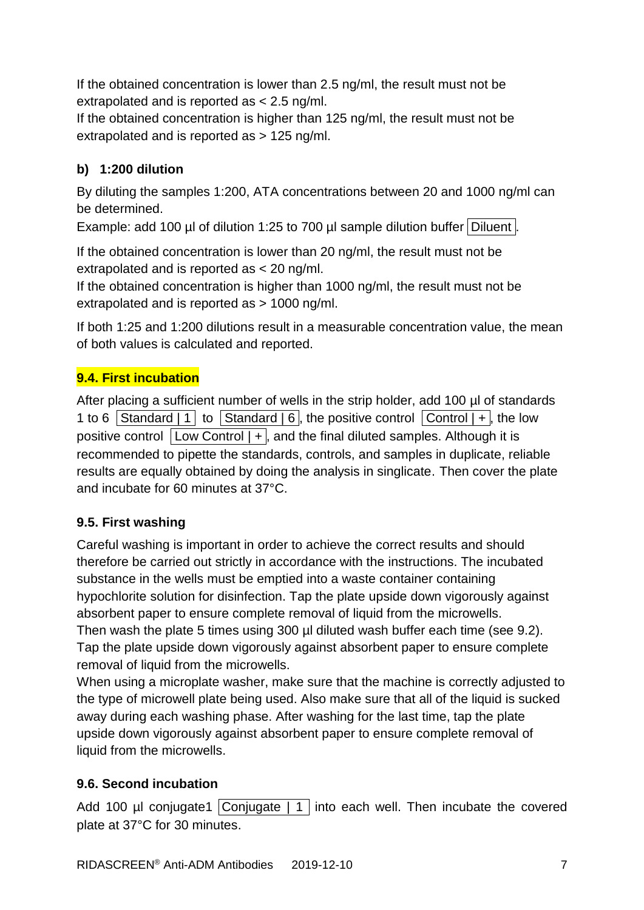If the obtained concentration is lower than 2.5 ng/ml, the result must not be extrapolated and is reported as < 2.5 ng/ml.
If the obtained concentration is higher than 125 ng/ml, the result must not be extrapolated and is reported as > 125 ng/ml.

**b) 1:200 dilution**

By diluting the samples 1:200, ATA concentrations between 20 and 1000 ng/ml can be determined.
Example: add 100 µl of dilution 1:25 to 700 µl sample dilution buffer Diluent.

If the obtained concentration is lower than 20 ng/ml, the result must not be extrapolated and is reported as < 20 ng/ml.
If the obtained concentration is higher than 1000 ng/ml, the result must not be extrapolated and is reported as > 1000 ng/ml.

If both 1:25 and 1:200 dilutions result in a measurable concentration value, the mean of both values is calculated and reported.

### 9.4. First incubation

After placing a sufficient number of wells in the strip holder, add 100 µl of standards 1 to 6 Standard | 1 to Standard | 6, the positive control Control | +, the low positive control Low Control | +, and the final diluted samples. Although it is recommended to pipette the standards, controls, and samples in duplicate, reliable results are equally obtained by doing the analysis in singlicate. Then cover the plate and incubate for 60 minutes at 37°C.

### 9.5. First washing

Careful washing is important in order to achieve the correct results and should therefore be carried out strictly in accordance with the instructions. The incubated substance in the wells must be emptied into a waste container containing hypochlorite solution for disinfection. Tap the plate upside down vigorously against absorbent paper to ensure complete removal of liquid from the microwells.
Then wash the plate 5 times using 300 µl diluted wash buffer each time (see 9.2). Tap the plate upside down vigorously against absorbent paper to ensure complete removal of liquid from the microwells.
When using a microplate washer, make sure that the machine is correctly adjusted to the type of microwell plate being used. Also make sure that all of the liquid is sucked away during each washing phase. After washing for the last time, tap the plate upside down vigorously against absorbent paper to ensure complete removal of liquid from the microwells.

### 9.6. Second incubation

Add 100 µl conjugate1 Conjugate | 1 into each well. Then incubate the covered plate at 37°C for 30 minutes.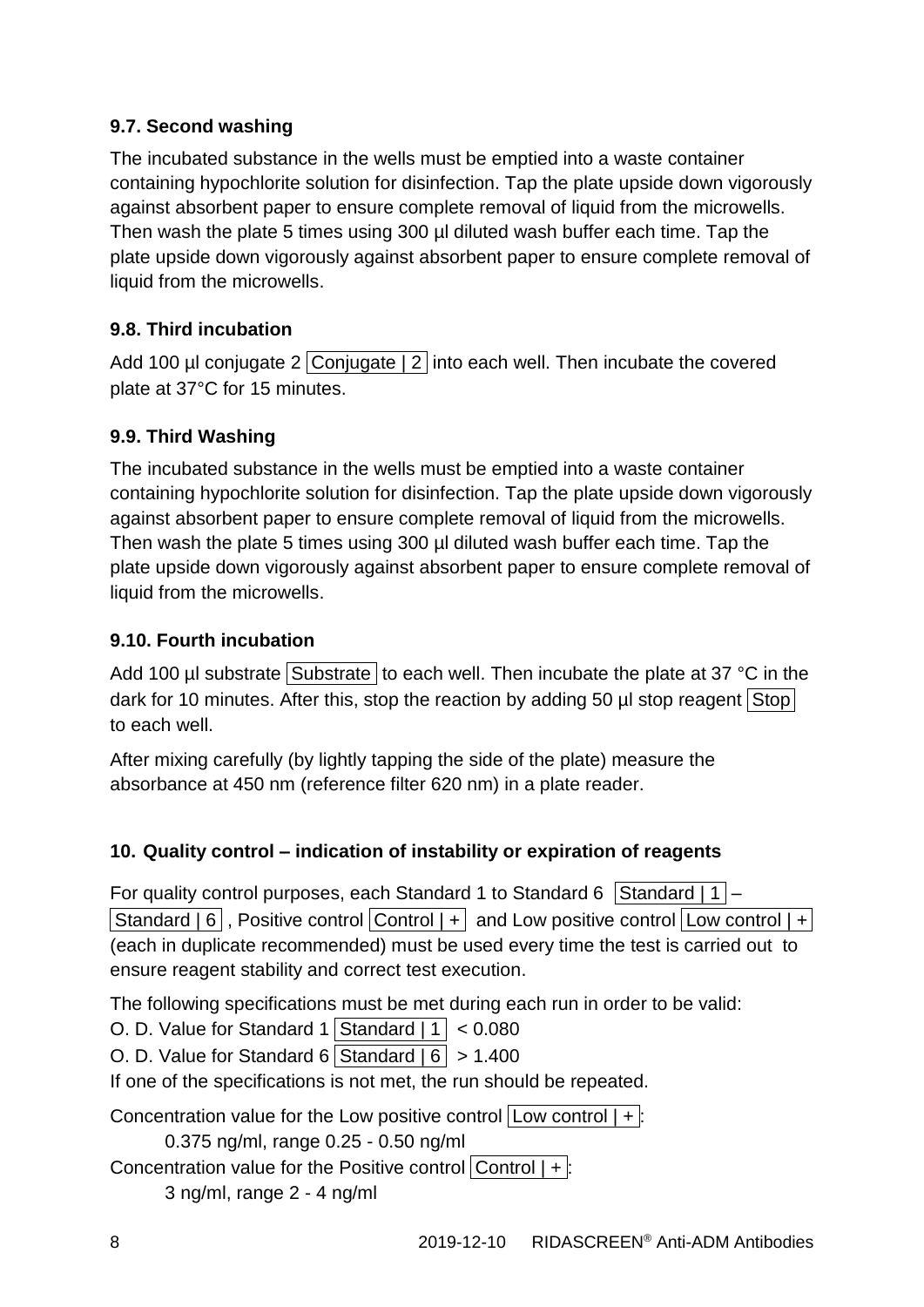### 9.7. Second washing

The incubated substance in the wells must be emptied into a waste container containing hypochlorite solution for disinfection. Tap the plate upside down vigorously against absorbent paper to ensure complete removal of liquid from the microwells. Then wash the plate 5 times using 300 µl diluted wash buffer each time. Tap the plate upside down vigorously against absorbent paper to ensure complete removal of liquid from the microwells.

### 9.8. Third incubation

Add 100 µl conjugate 2 Conjugate | 2 into each well. Then incubate the covered plate at 37°C for 15 minutes.

### 9.9. Third Washing

The incubated substance in the wells must be emptied into a waste container containing hypochlorite solution for disinfection. Tap the plate upside down vigorously against absorbent paper to ensure complete removal of liquid from the microwells. Then wash the plate 5 times using 300 µl diluted wash buffer each time. Tap the plate upside down vigorously against absorbent paper to ensure complete removal of liquid from the microwells.

### 9.10. Fourth incubation

Add 100 µl substrate Substrate to each well. Then incubate the plate at 37 °C in the dark for 10 minutes. After this, stop the reaction by adding 50 µl stop reagent Stop to each well.

After mixing carefully (by lightly tapping the side of the plate) measure the absorbance at 450 nm (reference filter 620 nm) in a plate reader.

## 10. Quality control – indication of instability or expiration of reagents

For quality control purposes, each Standard 1 to Standard 6 Standard | 1 – Standard | 6 , Positive control Control | + and Low positive control Low control | + (each in duplicate recommended) must be used every time the test is carried out to ensure reagent stability and correct test execution.

The following specifications must be met during each run in order to be valid:
O. D. Value for Standard 1 Standard | 1 < 0.080
O. D. Value for Standard 6 Standard | 6 > 1.400
If one of the specifications is not met, the run should be repeated.

Concentration value for the Low positive control Low control | +:
0.375 ng/ml, range 0.25 - 0.50 ng/ml
Concentration value for the Positive control Control | +:
3 ng/ml, range 2 - 4 ng/ml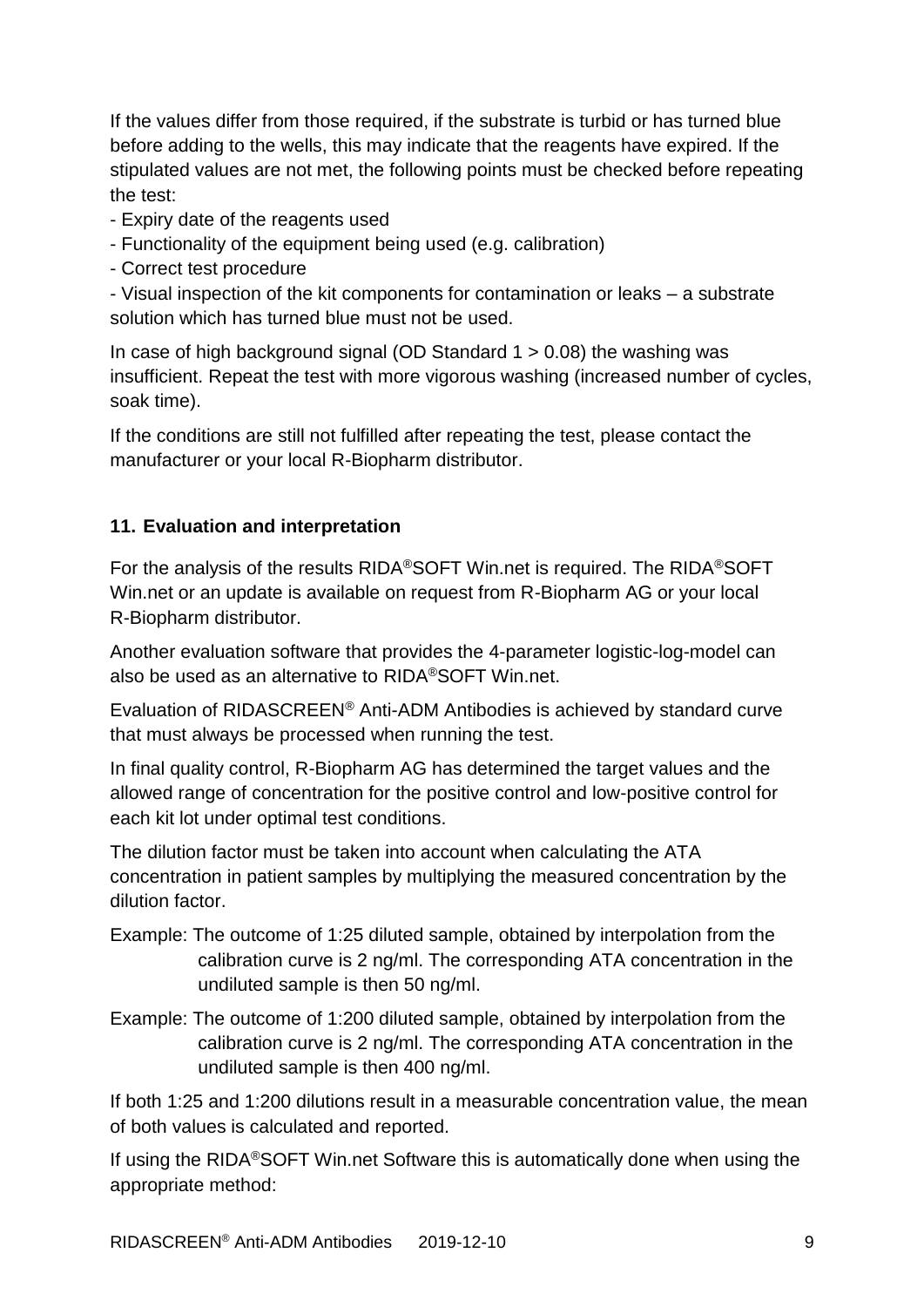If the values differ from those required, if the substrate is turbid or has turned blue before adding to the wells, this may indicate that the reagents have expired. If the stipulated values are not met, the following points must be checked before repeating the test:

- Expiry date of the reagents used
- Functionality of the equipment being used (e.g. calibration)
- Correct test procedure
- Visual inspection of the kit components for contamination or leaks – a substrate solution which has turned blue must not be used.

In case of high background signal (OD Standard 1 > 0.08) the washing was insufficient. Repeat the test with more vigorous washing (increased number of cycles, soak time).

If the conditions are still not fulfilled after repeating the test, please contact the manufacturer or your local R-Biopharm distributor.

## 11. Evaluation and interpretation

For the analysis of the results RIDA®SOFT Win.net is required. The RIDA®SOFT Win.net or an update is available on request from R-Biopharm AG or your local R-Biopharm distributor.

Another evaluation software that provides the 4-parameter logistic-log-model can also be used as an alternative to RIDA®SOFT Win.net.

Evaluation of RIDASCREEN® Anti-ADM Antibodies is achieved by standard curve that must always be processed when running the test.

In final quality control, R-Biopharm AG has determined the target values and the allowed range of concentration for the positive control and low-positive control for each kit lot under optimal test conditions.

The dilution factor must be taken into account when calculating the ATA concentration in patient samples by multiplying the measured concentration by the dilution factor.

Example: The outcome of 1:25 diluted sample, obtained by interpolation from the calibration curve is 2 ng/ml. The corresponding ATA concentration in the undiluted sample is then 50 ng/ml.

Example: The outcome of 1:200 diluted sample, obtained by interpolation from the calibration curve is 2 ng/ml. The corresponding ATA concentration in the undiluted sample is then 400 ng/ml.

If both 1:25 and 1:200 dilutions result in a measurable concentration value, the mean of both values is calculated and reported.

If using the RIDA®SOFT Win.net Software this is automatically done when using the appropriate method: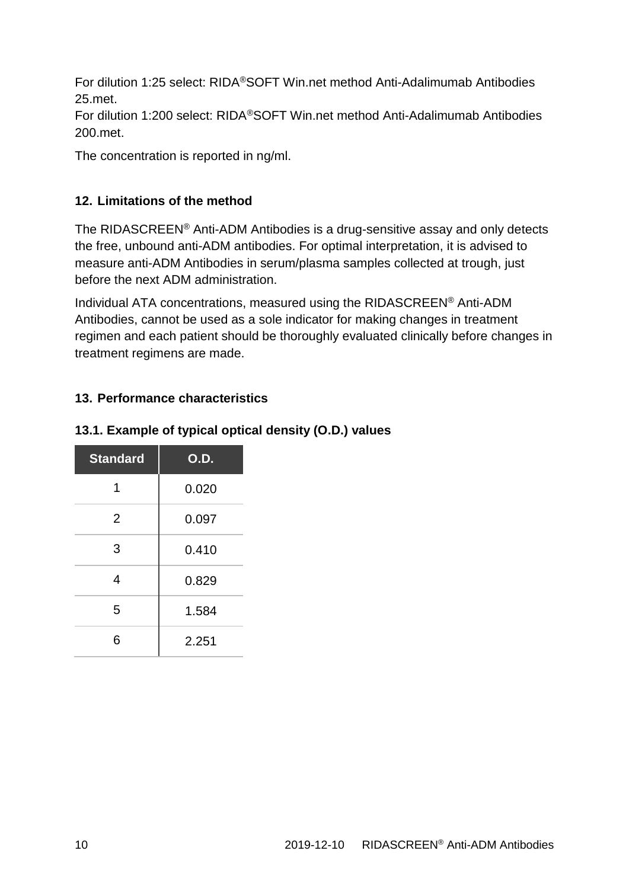For dilution 1:25 select: RIDA®SOFT Win.net method Anti-Adalimumab Antibodies 25.met.

For dilution 1:200 select: RIDA®SOFT Win.net method Anti-Adalimumab Antibodies 200.met.

The concentration is reported in ng/ml.

## 12. Limitations of the method

The RIDASCREEN® Anti-ADM Antibodies is a drug-sensitive assay and only detects the free, unbound anti-ADM antibodies. For optimal interpretation, it is advised to measure anti-ADM Antibodies in serum/plasma samples collected at trough, just before the next ADM administration.

Individual ATA concentrations, measured using the RIDASCREEN® Anti-ADM Antibodies, cannot be used as a sole indicator for making changes in treatment regimen and each patient should be thoroughly evaluated clinically before changes in treatment regimens are made.

## 13. Performance characteristics

### 13.1. Example of typical optical density (O.D.) values

| Standard | O.D. |
|---|---|
| 1 | 0.020 |
| 2 | 0.097 |
| 3 | 0.410 |
| 4 | 0.829 |
| 5 | 1.584 |
| 6 | 2.251 |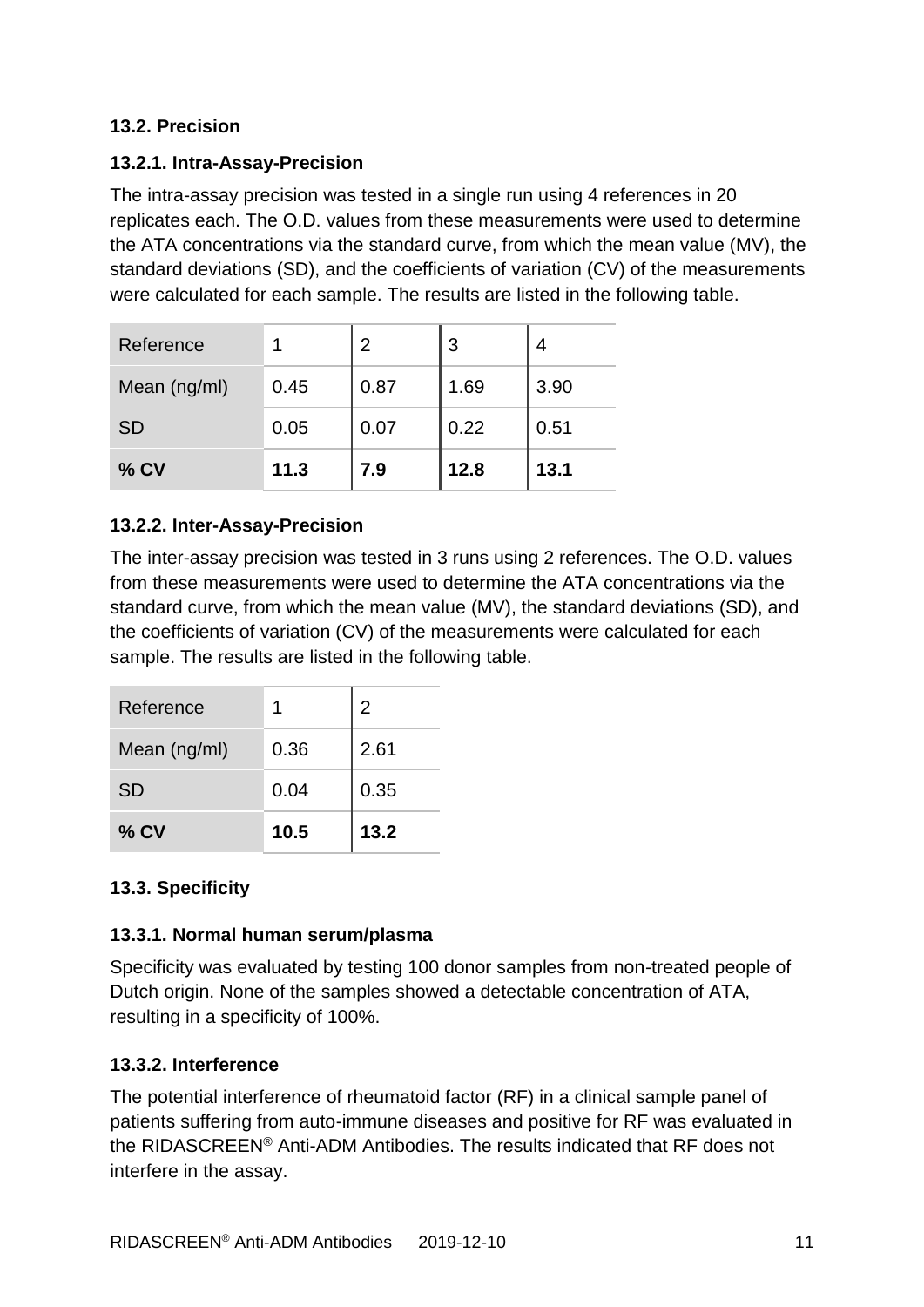### 13.2. Precision

#### 13.2.1. Intra-Assay-Precision

The intra-assay precision was tested in a single run using 4 references in 20 replicates each. The O.D. values from these measurements were used to determine the ATA concentrations via the standard curve, from which the mean value (MV), the standard deviations (SD), and the coefficients of variation (CV) of the measurements were calculated for each sample. The results are listed in the following table.

| Reference | 1 | 2 | 3 | 4 |
|---|---|---|---|---|
| Mean (ng/ml) | 0.45 | 0.87 | 1.69 | 3.90 |
| SD | 0.05 | 0.07 | 0.22 | 0.51 |
| **% CV** | **11.3** | **7.9** | **12.8** | **13.1** |

#### 13.2.2. Inter-Assay-Precision

The inter-assay precision was tested in 3 runs using 2 references. The O.D. values from these measurements were used to determine the ATA concentrations via the standard curve, from which the mean value (MV), the standard deviations (SD), and the coefficients of variation (CV) of the measurements were calculated for each sample. The results are listed in the following table.

| Reference | 1 | 2 |
|---|---|---|
| Mean (ng/ml) | 0.36 | 2.61 |
| SD | 0.04 | 0.35 |
| **% CV** | **10.5** | **13.2** |

### 13.3. Specificity

#### 13.3.1. Normal human serum/plasma

Specificity was evaluated by testing 100 donor samples from non-treated people of Dutch origin. None of the samples showed a detectable concentration of ATA, resulting in a specificity of 100%.

#### 13.3.2. Interference

The potential interference of rheumatoid factor (RF) in a clinical sample panel of patients suffering from auto-immune diseases and positive for RF was evaluated in the RIDASCREEN® Anti-ADM Antibodies. The results indicated that RF does not interfere in the assay.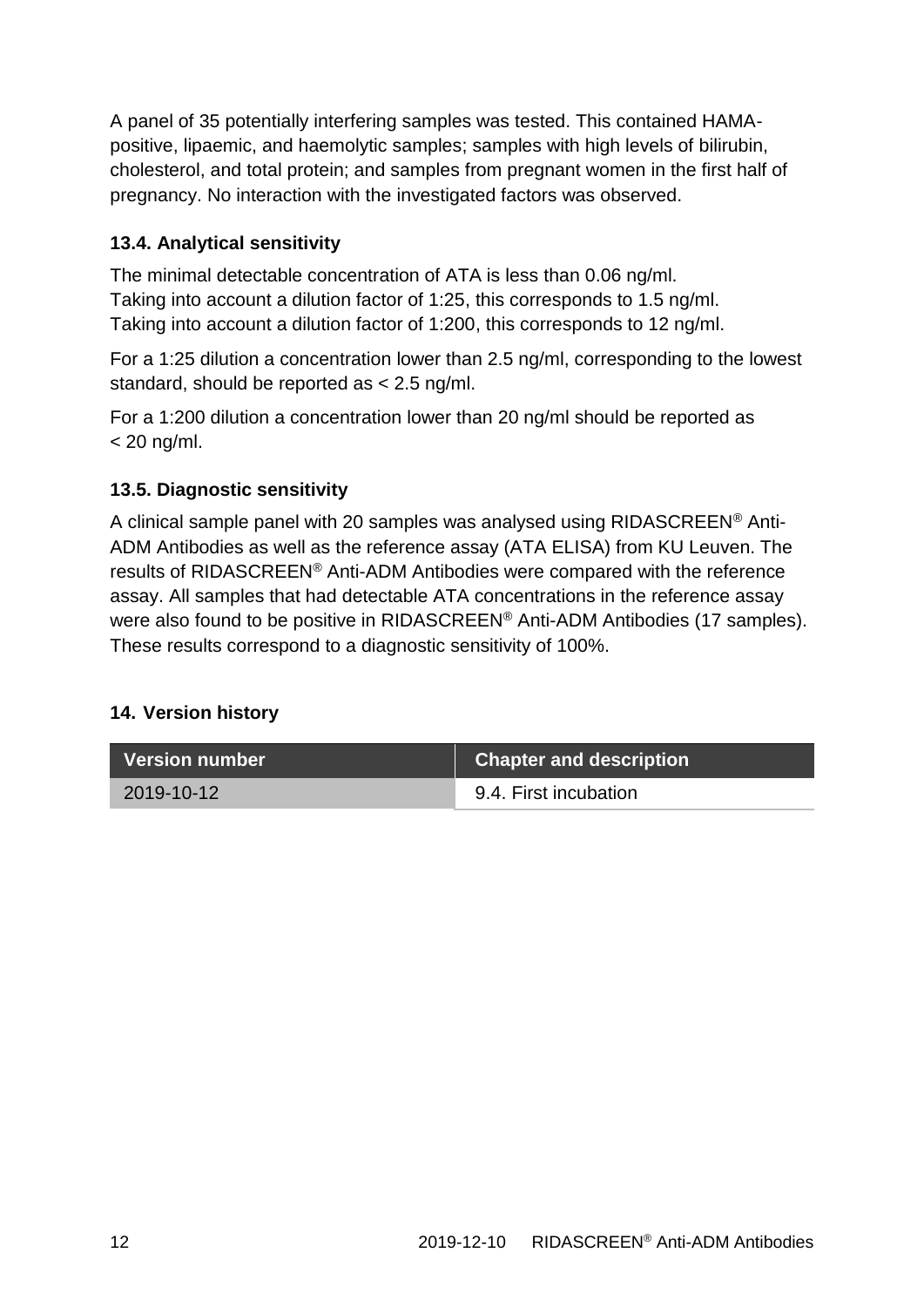A panel of 35 potentially interfering samples was tested. This contained HAMA-positive, lipaemic, and haemolytic samples; samples with high levels of bilirubin, cholesterol, and total protein; and samples from pregnant women in the first half of pregnancy. No interaction with the investigated factors was observed.

### 13.4. Analytical sensitivity

The minimal detectable concentration of ATA is less than 0.06 ng/ml.
Taking into account a dilution factor of 1:25, this corresponds to 1.5 ng/ml.
Taking into account a dilution factor of 1:200, this corresponds to 12 ng/ml.

For a 1:25 dilution a concentration lower than 2.5 ng/ml, corresponding to the lowest standard, should be reported as < 2.5 ng/ml.

For a 1:200 dilution a concentration lower than 20 ng/ml should be reported as < 20 ng/ml.

### 13.5. Diagnostic sensitivity

A clinical sample panel with 20 samples was analysed using RIDASCREEN® Anti-ADM Antibodies as well as the reference assay (ATA ELISA) from KU Leuven. The results of RIDASCREEN® Anti-ADM Antibodies were compared with the reference assay. All samples that had detectable ATA concentrations in the reference assay were also found to be positive in RIDASCREEN® Anti-ADM Antibodies (17 samples). These results correspond to a diagnostic sensitivity of 100%.

## 14. Version history

| Version number | Chapter and description |
| --- | --- |
| 2019-10-12 | 9.4. First incubation |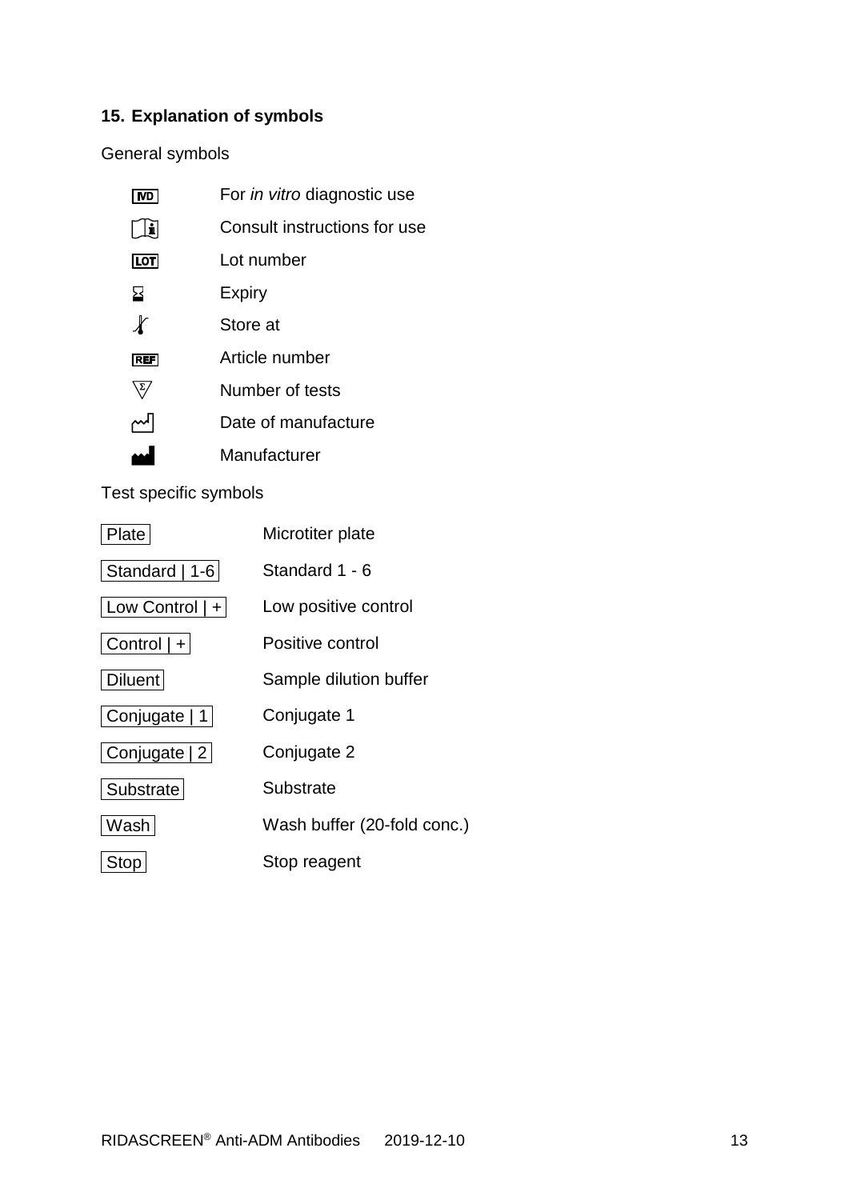## 15. Explanation of symbols

General symbols

| Symbol | Meaning |
| --- | --- |
| IVD | For *in vitro* diagnostic use |
| i | Consult instructions for use |
| LOT | Lot number |
| ⌛ | Expiry |
| 🌡 | Store at |
| REF | Article number |
| Σ | Number of tests |
| | Date of manufacture |
| | Manufacturer |

Test specific symbols

| Symbol | Meaning |
| --- | --- |
| Plate | Microtiter plate |
| Standard \| 1-6 | Standard 1 - 6 |
| Low Control \| + | Low positive control |
| Control \| + | Positive control |
| Diluent | Sample dilution buffer |
| Conjugate \| 1 | Conjugate 1 |
| Conjugate \| 2 | Conjugate 2 |
| Substrate | Substrate |
| Wash | Wash buffer (20-fold conc.) |
| Stop | Stop reagent |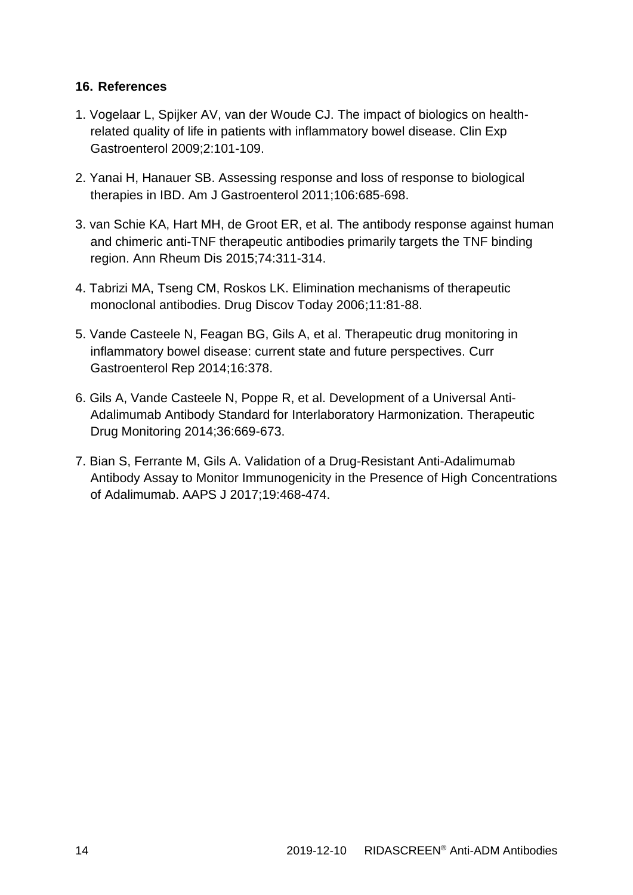## 16. References

1. Vogelaar L, Spijker AV, van der Woude CJ. The impact of biologics on health-related quality of life in patients with inflammatory bowel disease. Clin Exp Gastroenterol 2009;2:101-109.

2. Yanai H, Hanauer SB. Assessing response and loss of response to biological therapies in IBD. Am J Gastroenterol 2011;106:685-698.

3. van Schie KA, Hart MH, de Groot ER, et al. The antibody response against human and chimeric anti-TNF therapeutic antibodies primarily targets the TNF binding region. Ann Rheum Dis 2015;74:311-314.

4. Tabrizi MA, Tseng CM, Roskos LK. Elimination mechanisms of therapeutic monoclonal antibodies. Drug Discov Today 2006;11:81-88.

5. Vande Casteele N, Feagan BG, Gils A, et al. Therapeutic drug monitoring in inflammatory bowel disease: current state and future perspectives. Curr Gastroenterol Rep 2014;16:378.

6. Gils A, Vande Casteele N, Poppe R, et al. Development of a Universal Anti-Adalimumab Antibody Standard for Interlaboratory Harmonization. Therapeutic Drug Monitoring 2014;36:669-673.

7. Bian S, Ferrante M, Gils A. Validation of a Drug-Resistant Anti-Adalimumab Antibody Assay to Monitor Immunogenicity in the Presence of High Concentrations of Adalimumab. AAPS J 2017;19:468-474.